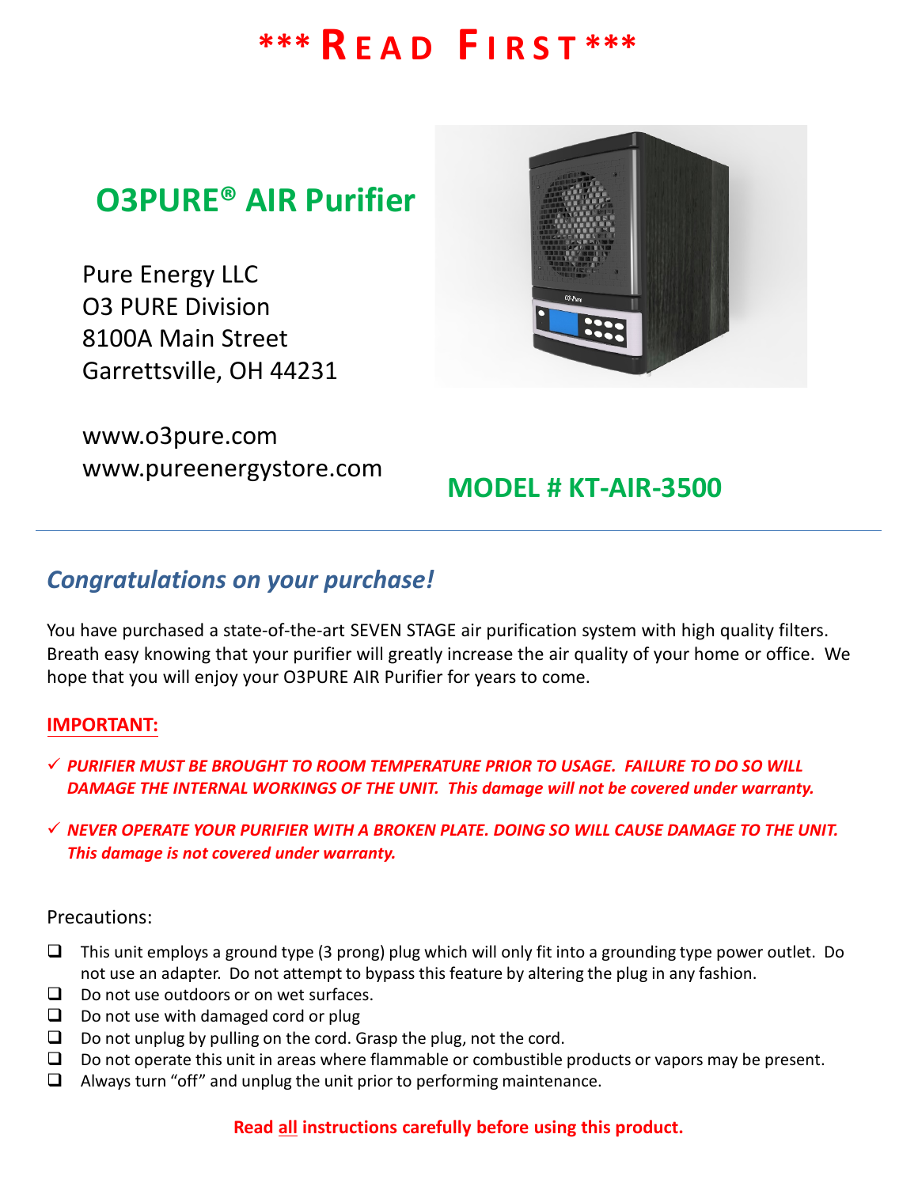# *** READ FIRST ***

## O3PURE® AIR Purifier

Pure Energy LLC
O3 PURE Division
8100A Main Street
Garrettsville, OH 44231

www.o3pure.com
www.pureenergystore.com

**MODEL # KT-AIR-3500**

---

## *Congratulations on your purchase!*

You have purchased a state-of-the-art SEVEN STAGE air purification system with high quality filters. Breath easy knowing that your purifier will greatly increase the air quality of your home or office. We hope that you will enjoy your O3PURE AIR Purifier for years to come.

**IMPORTANT:**

- ✓ ***PURIFIER MUST BE BROUGHT TO ROOM TEMPERATURE PRIOR TO USAGE. FAILURE TO DO SO WILL DAMAGE THE INTERNAL WORKINGS OF THE UNIT. This damage will not be covered under warranty.***
- ✓ ***NEVER OPERATE YOUR PURIFIER WITH A BROKEN PLATE. DOING SO WILL CAUSE DAMAGE TO THE UNIT. This damage is not covered under warranty.***

Precautions:

- ❑ This unit employs a ground type (3 prong) plug which will only fit into a grounding type power outlet. Do not use an adapter. Do not attempt to bypass this feature by altering the plug in any fashion.
- ❑ Do not use outdoors or on wet surfaces.
- ❑ Do not use with damaged cord or plug
- ❑ Do not unplug by pulling on the cord. Grasp the plug, not the cord.
- ❑ Do not operate this unit in areas where flammable or combustible products or vapors may be present.
- ❑ Always turn "off" and unplug the unit prior to performing maintenance.

**Read all instructions carefully before using this product.**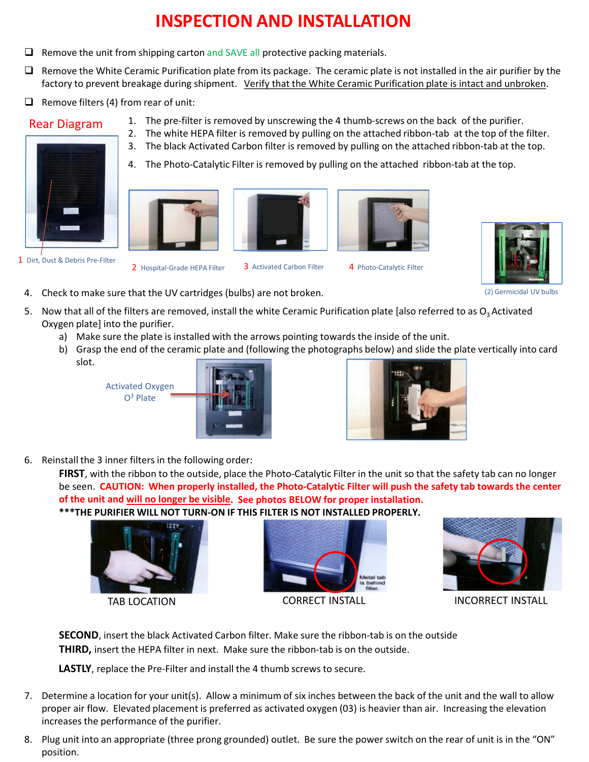# INSPECTION AND INSTALLATION

- [ ] Remove the unit from shipping carton and SAVE all protective packing materials.
- [ ] Remove the White Ceramic Purification plate from its package. The ceramic plate is not installed in the air purifier by the factory to prevent breakage during shipment. Verify that the White Ceramic Purification plate is intact and unbroken.
- [ ] Remove filters (4) from rear of unit:

Rear Diagram

1. The pre-filter is removed by unscrewing the 4 thumb-screws on the back of the purifier.
2. The white HEPA filter is removed by pulling on the attached ribbon-tab at the top of the filter.
3. The black Activated Carbon filter is removed by pulling on the attached ribbon-tab at the top.
4. The Photo-Catalytic Filter is removed by pulling on the attached ribbon-tab at the top.

1 Dirt, Dust & Debris Pre-Filter

2 Hospital-Grade HEPA Filter

3 Activated Carbon Filter

4 Photo-Catalytic Filter

(2) Germicidal UV bulbs

4. Check to make sure that the UV cartridges (bulbs) are not broken.
5. Now that all of the filters are removed, install the white Ceramic Purification plate [also referred to as $O_3$ Activated Oxygen plate] into the purifier.
   a) Make sure the plate is installed with the arrows pointing towards the inside of the unit.
   b) Grasp the end of the ceramic plate and (following the photographs below) and slide the plate vertically into card slot.

Activated Oxygen $O^3$ Plate

6. Reinstall the 3 inner filters in the following order:

   **FIRST**, with the ribbon to the outside, place the Photo-Catalytic Filter in the unit so that the safety tab can no longer be seen. **CAUTION: When properly installed, the Photo-Catalytic Filter will push the safety tab towards the center of the unit and will no longer be visible. See photos BELOW for proper installation.**
   **\*\*\*THE PURIFIER WILL NOT TURN-ON IF THIS FILTER IS NOT INSTALLED PROPERLY.**

   TAB LOCATION

   Metal tab is behind filter.

   CORRECT INSTALL

   INCORRECT INSTALL

   **SECOND**, insert the black Activated Carbon filter. Make sure the ribbon-tab is on the outside
   **THIRD,** insert the HEPA filter in next. Make sure the ribbon-tab is on the outside.

   **LASTLY**, replace the Pre-Filter and install the 4 thumb screws to secure.

7. Determine a location for your unit(s). Allow a minimum of six inches between the back of the unit and the wall to allow proper air flow. Elevated placement is preferred as activated oxygen (03) is heavier than air. Increasing the elevation increases the performance of the purifier.
8. Plug unit into an appropriate (three prong grounded) outlet. Be sure the power switch on the rear of unit is in the "ON" position.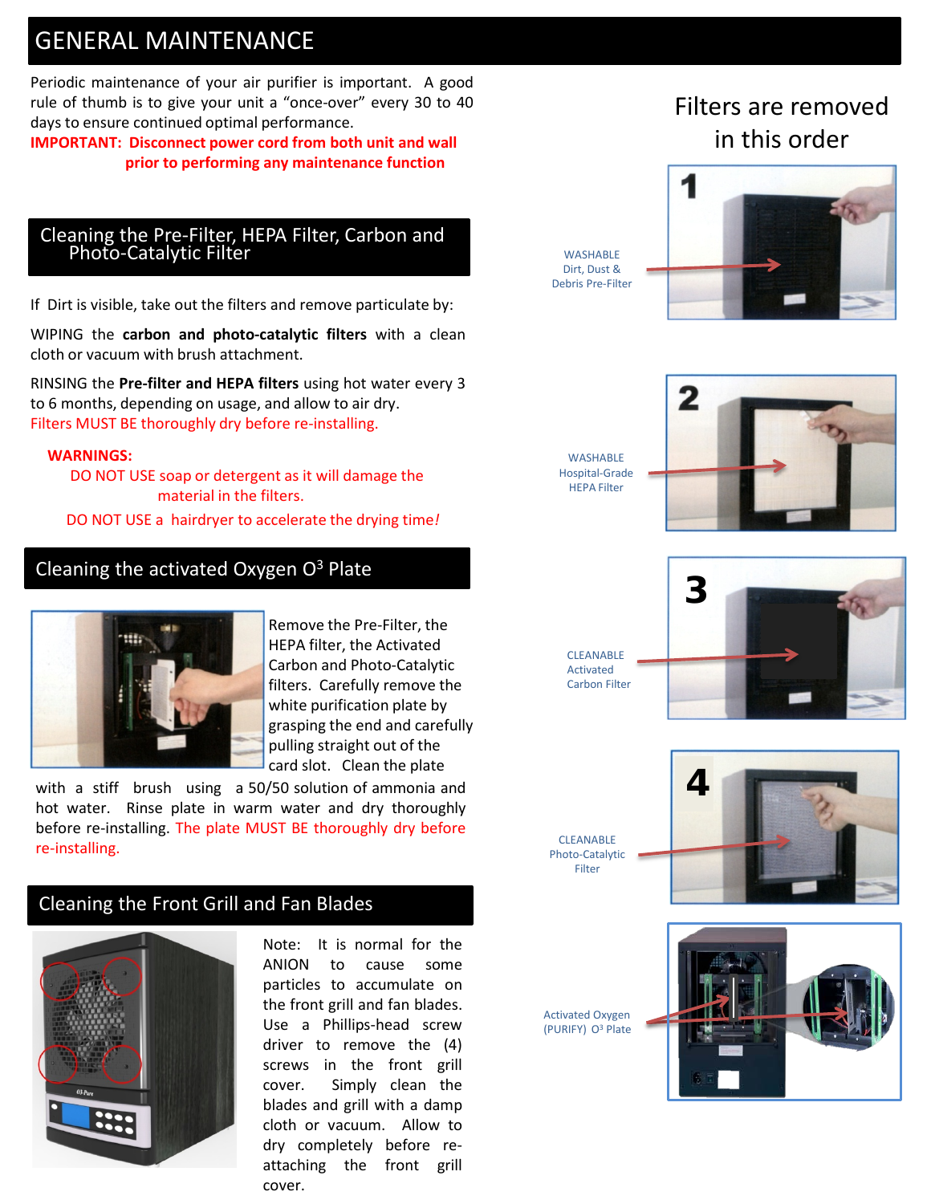# GENERAL MAINTENANCE

Periodic maintenance of your air purifier is important. A good rule of thumb is to give your unit a "once-over" every 30 to 40 days to ensure continued optimal performance.

**IMPORTANT: Disconnect power cord from both unit and wall prior to performing any maintenance function**

## Cleaning the Pre-Filter, HEPA Filter, Carbon and Photo-Catalytic Filter

If Dirt is visible, take out the filters and remove particulate by:

WIPING the **carbon and photo-catalytic filters** with a clean cloth or vacuum with brush attachment.

RINSING the **Pre-filter and HEPA filters** using hot water every 3 to 6 months, depending on usage, and allow to air dry.
Filters MUST BE thoroughly dry before re-installing.

**WARNINGS:**

DO NOT USE soap or detergent as it will damage the material in the filters.

DO NOT USE a hairdryer to accelerate the drying time!

## Cleaning the activated Oxygen O³ Plate

Remove the Pre-Filter, the HEPA filter, the Activated Carbon and Photo-Catalytic filters. Carefully remove the white purification plate by grasping the end and carefully pulling straight out of the card slot. Clean the plate with a stiff brush using a 50/50 solution of ammonia and hot water. Rinse plate in warm water and dry thoroughly before re-installing. The plate MUST BE thoroughly dry before re-installing.

## Cleaning the Front Grill and Fan Blades

Note: It is normal for the ANION to cause some particles to accumulate on the front grill and fan blades. Use a Phillips-head screw driver to remove the (4) screws in the front grill cover. Simply clean the blades and grill with a damp cloth or vacuum. Allow to dry completely before re-attaching the front grill cover.

## Filters are removed in this order

1. WASHABLE Dirt, Dust & Debris Pre-Filter
2. WASHABLE Hospital-Grade HEPA Filter
3. CLEANABLE Activated Carbon Filter
4. CLEANABLE Photo-Catalytic Filter

Activated Oxygen (PURIFY) O³ Plate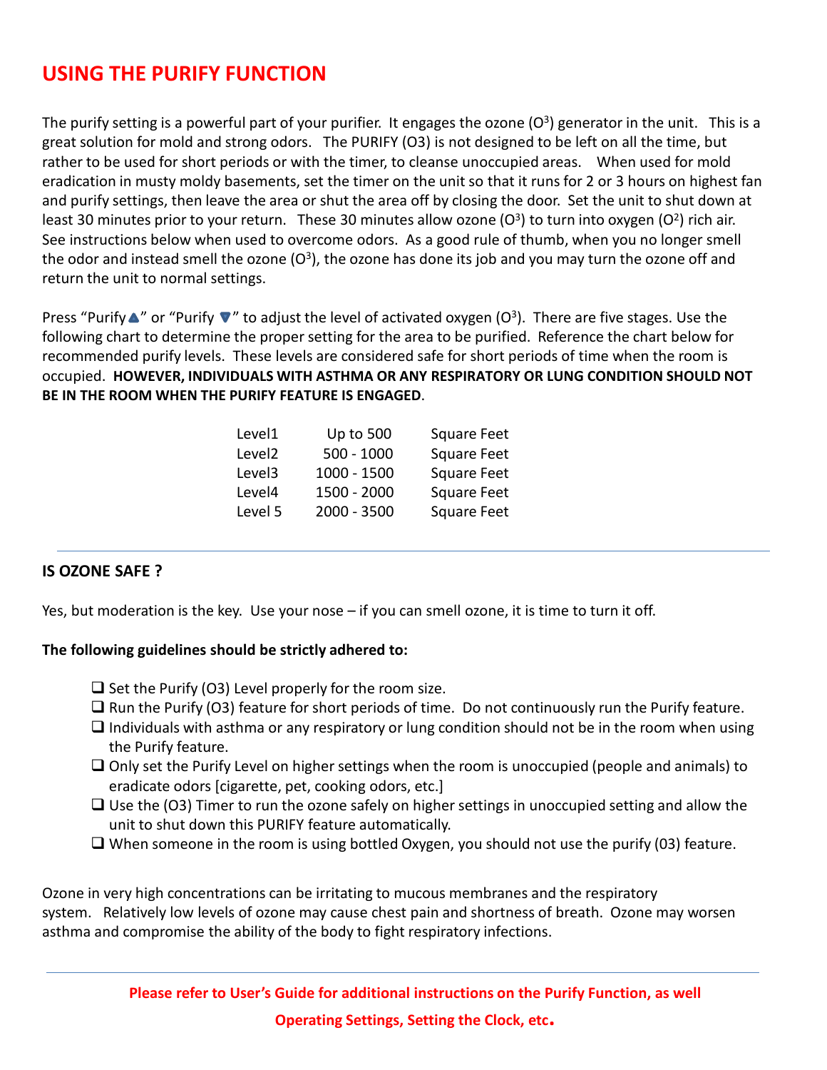# USING THE PURIFY FUNCTION

The purify setting is a powerful part of your purifier. It engages the ozone ($O^3$) generator in the unit. This is a great solution for mold and strong odors. The PURIFY (O3) is not designed to be left on all the time, but rather to be used for short periods or with the timer, to cleanse unoccupied areas. When used for mold eradication in musty moldy basements, set the timer on the unit so that it runs for 2 or 3 hours on highest fan and purify settings, then leave the area or shut the area off by closing the door. Set the unit to shut down at least 30 minutes prior to your return. These 30 minutes allow ozone ($O^3$) to turn into oxygen ($O^2$) rich air. See instructions below when used to overcome odors. As a good rule of thumb, when you no longer smell the odor and instead smell the ozone ($O^3$), the ozone has done its job and you may turn the ozone off and return the unit to normal settings.

Press "Purify ▲" or "Purify ▼" to adjust the level of activated oxygen ($O^3$). There are five stages. Use the following chart to determine the proper setting for the area to be purified. Reference the chart below for recommended purify levels. These levels are considered safe for short periods of time when the room is occupied. **HOWEVER, INDIVIDUALS WITH ASTHMA OR ANY RESPIRATORY OR LUNG CONDITION SHOULD NOT BE IN THE ROOM WHEN THE PURIFY FEATURE IS ENGAGED**.

| | | |
|---|---|---|
| Level1 | Up to 500 | Square Feet |
| Level2 | 500 - 1000 | Square Feet |
| Level3 | 1000 - 1500 | Square Feet |
| Level4 | 1500 - 2000 | Square Feet |
| Level 5 | 2000 - 3500 | Square Feet |

## IS OZONE SAFE ?

Yes, but moderation is the key. Use your nose – if you can smell ozone, it is time to turn it off.

**The following guidelines should be strictly adhered to:**

- ❑ Set the Purify (O3) Level properly for the room size.
- ❑ Run the Purify (O3) feature for short periods of time. Do not continuously run the Purify feature.
- ❑ Individuals with asthma or any respiratory or lung condition should not be in the room when using the Purify feature.
- ❑ Only set the Purify Level on higher settings when the room is unoccupied (people and animals) to eradicate odors [cigarette, pet, cooking odors, etc.]
- ❑ Use the (O3) Timer to run the ozone safely on higher settings in unoccupied setting and allow the unit to shut down this PURIFY feature automatically.
- ❑ When someone in the room is using bottled Oxygen, you should not use the purify (03) feature.

Ozone in very high concentrations can be irritating to mucous membranes and the respiratory system. Relatively low levels of ozone may cause chest pain and shortness of breath. Ozone may worsen asthma and compromise the ability of the body to fight respiratory infections.

**Please refer to User's Guide for additional instructions on the Purify Function, as well Operating Settings, Setting the Clock, etc.**